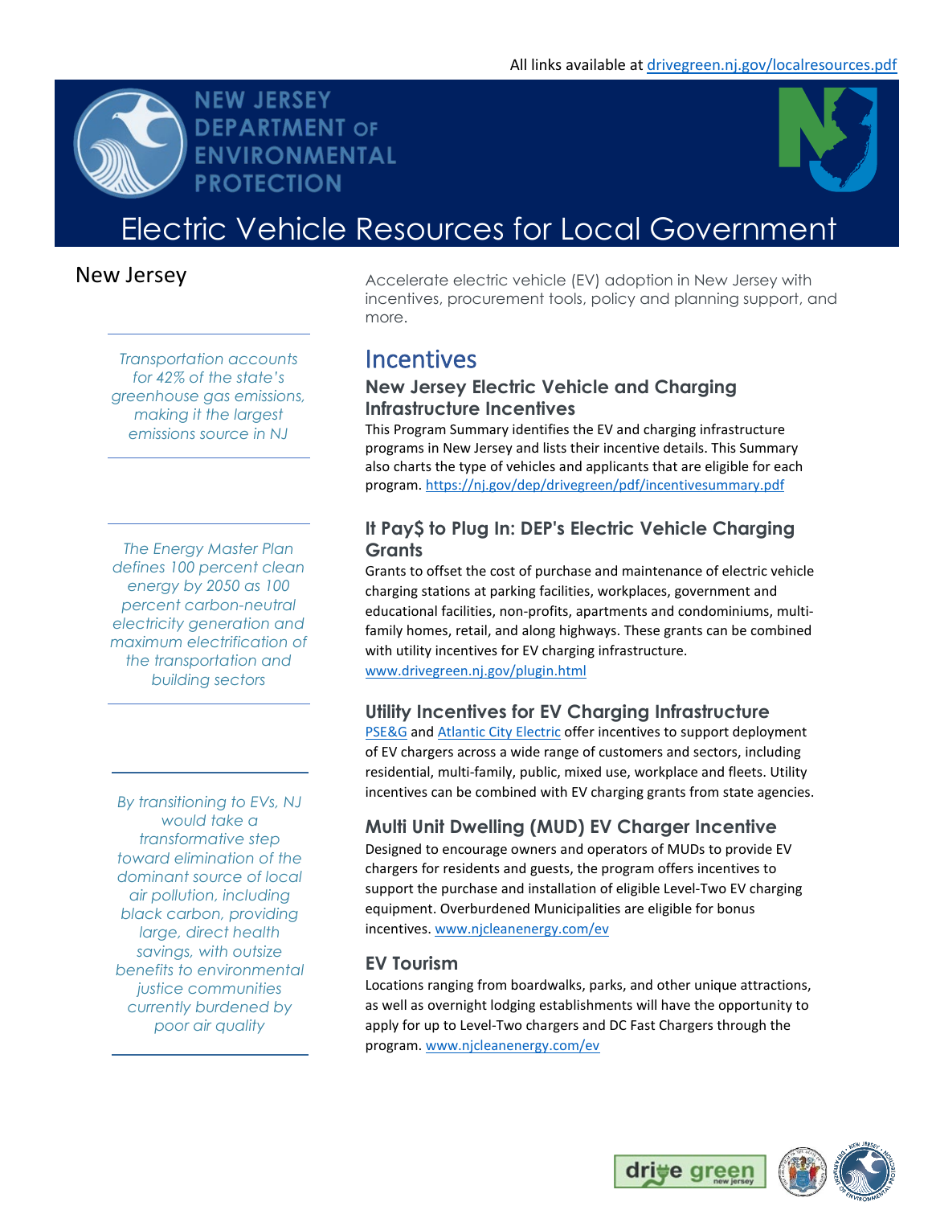All links available at drivegreen.nj.gov/localresources.pdf

NEW JERSEY DEPARTMENT OF ENVIRONMENTAL PROTECTION

# Electric Vehicle Resources for Local Government

## New Jersey

*Transportation accounts for 42% of the state's greenhouse gas emissions, making it the largest emissions source in NJ*

*The Energy Master Plan defines 100 percent clean energy by 2050 as 100 percent carbon-neutral electricity generation and maximum electrification of the transportation and building sectors*

*By transitioning to EVs, NJ would take a transformative step toward elimination of the dominant source of local air pollution, including black carbon, providing large, direct health savings, with outsize benefits to environmental justice communities currently burdened by poor air quality*

Accelerate electric vehicle (EV) adoption in New Jersey with incentives, procurement tools, policy and planning support, and more.

## Incentives

### New Jersey Electric Vehicle and Charging Infrastructure Incentives

This Program Summary identifies the EV and charging infrastructure programs in New Jersey and lists their incentive details. This Summary also charts the type of vehicles and applicants that are eligible for each program. https://nj.gov/dep/drivegreen/pdf/incentivesummary.pdf

### It Pay$ to Plug In: DEP's Electric Vehicle Charging Grants

Grants to offset the cost of purchase and maintenance of electric vehicle charging stations at parking facilities, workplaces, government and educational facilities, non-profits, apartments and condominiums, multi-family homes, retail, and along highways. These grants can be combined with utility incentives for EV charging infrastructure. www.drivegreen.nj.gov/plugin.html

### Utility Incentives for EV Charging Infrastructure

PSE&G and Atlantic City Electric offer incentives to support deployment of EV chargers across a wide range of customers and sectors, including residential, multi-family, public, mixed use, workplace and fleets. Utility incentives can be combined with EV charging grants from state agencies.

### Multi Unit Dwelling (MUD) EV Charger Incentive

Designed to encourage owners and operators of MUDs to provide EV chargers for residents and guests, the program offers incentives to support the purchase and installation of eligible Level-Two EV charging equipment. Overburdened Municipalities are eligible for bonus incentives. www.njcleanenergy.com/ev

### EV Tourism

Locations ranging from boardwalks, parks, and other unique attractions, as well as overnight lodging establishments will have the opportunity to apply for up to Level-Two chargers and DC Fast Chargers through the program. www.njcleanenergy.com/ev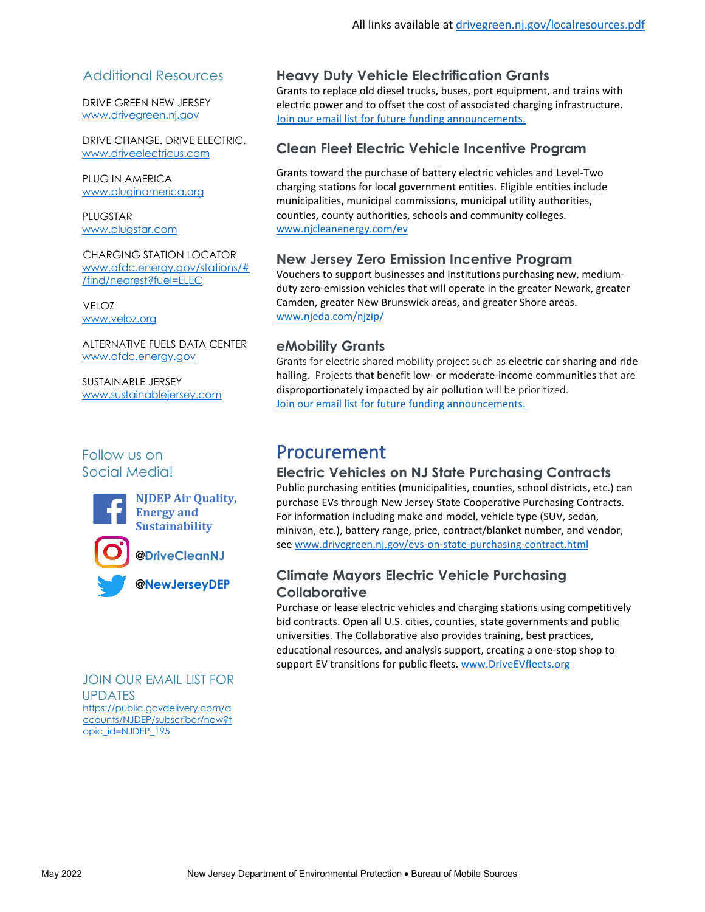All links available at drivegreen.nj.gov/localresources.pdf

## Additional Resources

DRIVE GREEN NEW JERSEY
www.drivegreen.nj.gov

DRIVE CHANGE. DRIVE ELECTRIC.
www.driveelectricus.com

PLUG IN AMERICA
www.pluginamerica.org

PLUGSTAR
www.plugstar.com

CHARGING STATION LOCATOR
www.afdc.energy.gov/stations/#/find/nearest?fuel=ELEC

VELOZ
www.veloz.org

ALTERNATIVE FUELS DATA CENTER
www.afdc.energy.gov

SUSTAINABLE JERSEY
www.sustainablejersey.com

## Follow us on Social Media!

**NJDEP Air Quality, Energy and Sustainability**

**@DriveCleanNJ**

**@NewJerseyDEP**

## JOIN OUR EMAIL LIST FOR UPDATES

https://public.govdelivery.com/accounts/NJDEP/subscriber/new?topic_id=NJDEP_195

### Heavy Duty Vehicle Electrification Grants

Grants to replace old diesel trucks, buses, port equipment, and trains with electric power and to offset the cost of associated charging infrastructure.
Join our email list for future funding announcements.

### Clean Fleet Electric Vehicle Incentive Program

Grants toward the purchase of battery electric vehicles and Level-Two charging stations for local government entities. Eligible entities include municipalities, municipal commissions, municipal utility authorities, counties, county authorities, schools and community colleges.
www.njcleanenergy.com/ev

### New Jersey Zero Emission Incentive Program

Vouchers to support businesses and institutions purchasing new, medium-duty zero-emission vehicles that will operate in the greater Newark, greater Camden, greater New Brunswick areas, and greater Shore areas.
www.njeda.com/njzip/

### eMobility Grants

Grants for electric shared mobility project such as electric car sharing and ride hailing. Projects that benefit low- or moderate-income communities that are disproportionately impacted by air pollution will be prioritized.
Join our email list for future funding announcements.

## Procurement

### Electric Vehicles on NJ State Purchasing Contracts

Public purchasing entities (municipalities, counties, school districts, etc.) can purchase EVs through New Jersey State Cooperative Purchasing Contracts. For information including make and model, vehicle type (SUV, sedan, minivan, etc.), battery range, price, contract/blanket number, and vendor, see www.drivegreen.nj.gov/evs-on-state-purchasing-contract.html

### Climate Mayors Electric Vehicle Purchasing Collaborative

Purchase or lease electric vehicles and charging stations using competitively bid contracts. Open all U.S. cities, counties, state governments and public universities. The Collaborative also provides training, best practices, educational resources, and analysis support, creating a one-stop shop to support EV transitions for public fleets. www.DriveEVfleets.org

May 2022 New Jersey Department of Environmental Protection • Bureau of Mobile Sources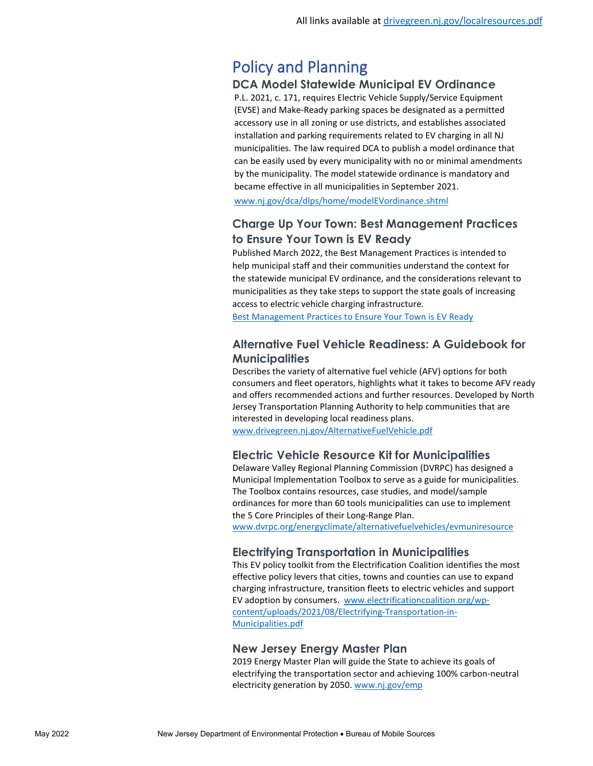All links available at drivegreen.nj.gov/localresources.pdf

# Policy and Planning

## DCA Model Statewide Municipal EV Ordinance

P.L. 2021, c. 171, requires Electric Vehicle Supply/Service Equipment (EVSE) and Make-Ready parking spaces be designated as a permitted accessory use in all zoning or use districts, and establishes associated installation and parking requirements related to EV charging in all NJ municipalities. The law required DCA to publish a model ordinance that can be easily used by every municipality with no or minimal amendments by the municipality. The model statewide ordinance is mandatory and became effective in all municipalities in September 2021.

www.nj.gov/dca/dlps/home/modelEVordinance.shtml

## Charge Up Your Town: Best Management Practices to Ensure Your Town is EV Ready

Published March 2022, the Best Management Practices is intended to help municipal staff and their communities understand the context for the statewide municipal EV ordinance, and the considerations relevant to municipalities as they take steps to support the state goals of increasing access to electric vehicle charging infrastructure.

Best Management Practices to Ensure Your Town is EV Ready

## Alternative Fuel Vehicle Readiness: A Guidebook for Municipalities

Describes the variety of alternative fuel vehicle (AFV) options for both consumers and fleet operators, highlights what it takes to become AFV ready and offers recommended actions and further resources. Developed by North Jersey Transportation Planning Authority to help communities that are interested in developing local readiness plans.

www.drivegreen.nj.gov/AlternativeFuelVehicle.pdf

## Electric Vehicle Resource Kit for Municipalities

Delaware Valley Regional Planning Commission (DVRPC) has designed a Municipal Implementation Toolbox to serve as a guide for municipalities. The Toolbox contains resources, case studies, and model/sample ordinances for more than 60 tools municipalities can use to implement the 5 Core Principles of their Long-Range Plan.

www.dvrpc.org/energyclimate/alternativefuelvehicles/evmuniresource

## Electrifying Transportation in Municipalities

This EV policy toolkit from the Electrification Coalition identifies the most effective policy levers that cities, towns and counties can use to expand charging infrastructure, transition fleets to electric vehicles and support EV adoption by consumers. www.electrificationcoalition.org/wp-content/uploads/2021/08/Electrifying-Transportation-in-Municipalities.pdf

## New Jersey Energy Master Plan

2019 Energy Master Plan will guide the State to achieve its goals of electrifying the transportation sector and achieving 100% carbon-neutral electricity generation by 2050. www.nj.gov/emp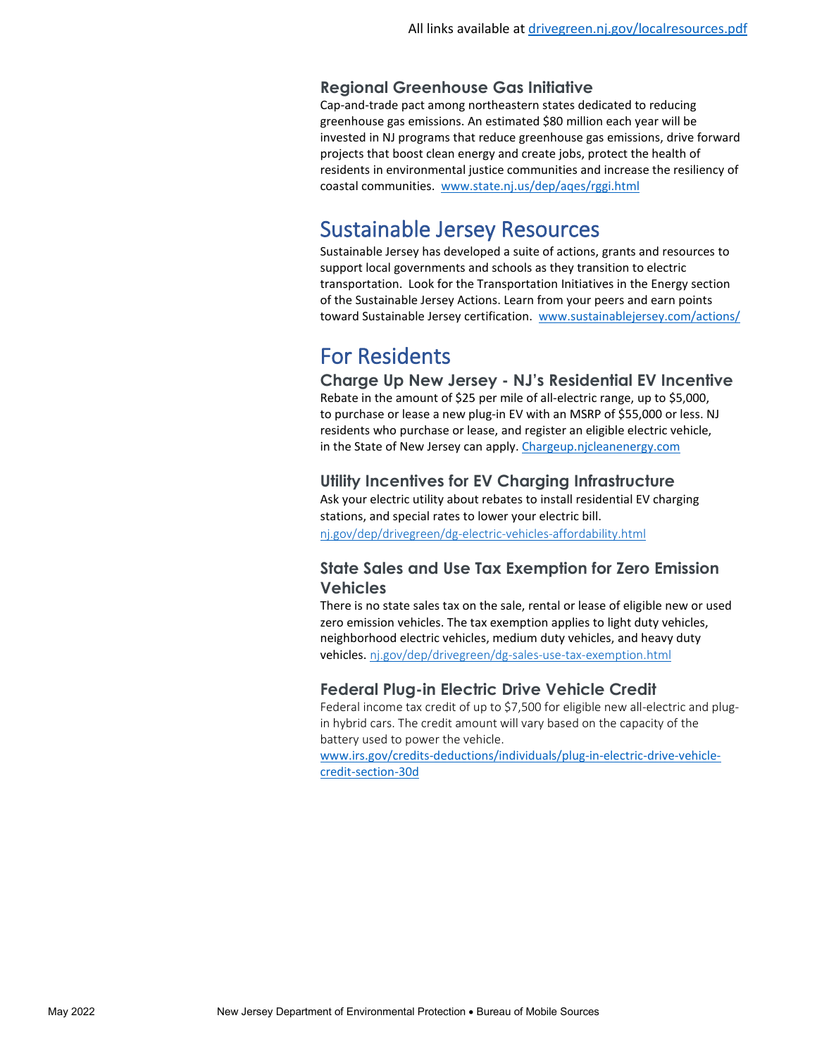All links available at [drivegreen.nj.gov/localresources.pdf](drivegreen.nj.gov/localresources.pdf)

### Regional Greenhouse Gas Initiative

Cap-and-trade pact among northeastern states dedicated to reducing greenhouse gas emissions. An estimated $80 million each year will be invested in NJ programs that reduce greenhouse gas emissions, drive forward projects that boost clean energy and create jobs, protect the health of residents in environmental justice communities and increase the resiliency of coastal communities. [www.state.nj.us/dep/aqes/rggi.html](www.state.nj.us/dep/aqes/rggi.html)

## Sustainable Jersey Resources

Sustainable Jersey has developed a suite of actions, grants and resources to support local governments and schools as they transition to electric transportation. Look for the Transportation Initiatives in the Energy section of the Sustainable Jersey Actions. Learn from your peers and earn points toward Sustainable Jersey certification. [www.sustainablejersey.com/actions/](www.sustainablejersey.com/actions/)

## For Residents

### Charge Up New Jersey - NJ's Residential EV Incentive

Rebate in the amount of $25 per mile of all-electric range, up to $5,000, to purchase or lease a new plug-in EV with an MSRP of $55,000 or less. NJ residents who purchase or lease, and register an eligible electric vehicle, in the State of New Jersey can apply. [Chargeup.njcleanenergy.com](Chargeup.njcleanenergy.com)

### Utility Incentives for EV Charging Infrastructure

Ask your electric utility about rebates to install residential EV charging stations, and special rates to lower your electric bill.
[nj.gov/dep/drivegreen/dg-electric-vehicles-affordability.html](nj.gov/dep/drivegreen/dg-electric-vehicles-affordability.html)

### State Sales and Use Tax Exemption for Zero Emission Vehicles

There is no state sales tax on the sale, rental or lease of eligible new or used zero emission vehicles. The tax exemption applies to light duty vehicles, neighborhood electric vehicles, medium duty vehicles, and heavy duty vehicles. [nj.gov/dep/drivegreen/dg-sales-use-tax-exemption.html](nj.gov/dep/drivegreen/dg-sales-use-tax-exemption.html)

### Federal Plug-in Electric Drive Vehicle Credit

Federal income tax credit of up to $7,500 for eligible new all-electric and plug-in hybrid cars. The credit amount will vary based on the capacity of the battery used to power the vehicle.
[www.irs.gov/credits-deductions/individuals/plug-in-electric-drive-vehicle-credit-section-30d](www.irs.gov/credits-deductions/individuals/plug-in-electric-drive-vehicle-credit-section-30d)

May 2022 New Jersey Department of Environmental Protection • Bureau of Mobile Sources